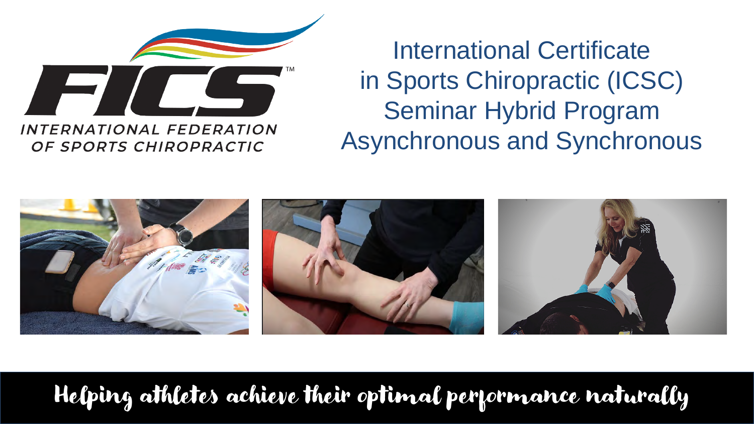INTERNATIONAL FEDERATION OF SPORTS CHIROPRACTIC

# International Certificate in Sports Chiropractic (ICSC) Seminar Hybrid Program Asynchronous and Synchronous

Helping athletes achieve their optimal performance naturally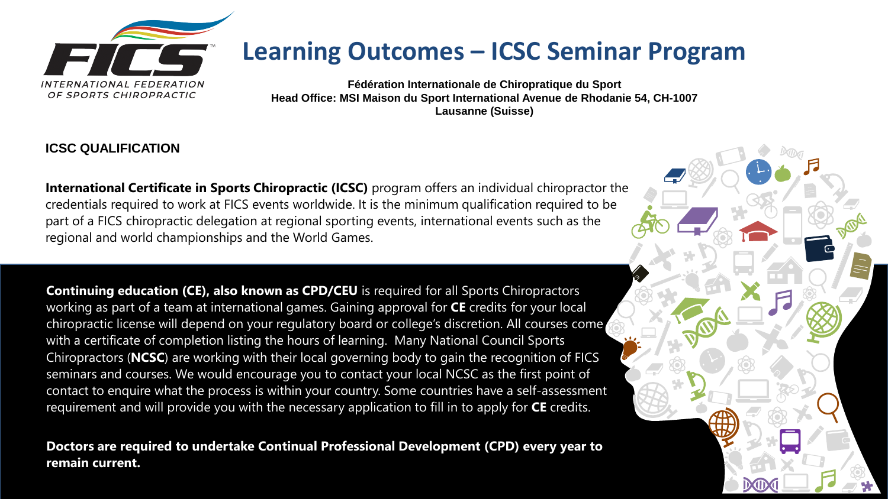# Learning Outcomes – ICSC Seminar Program

**Fédération Internationale de Chiropratique du Sport**
**Head Office: MSI Maison du Sport International Avenue de Rhodanie 54, CH-1007 Lausanne (Suisse)**

## ICSC QUALIFICATION

**International Certificate in Sports Chiropractic (ICSC)** program offers an individual chiropractor the credentials required to work at FICS events worldwide. It is the minimum qualification required to be part of a FICS chiropractic delegation at regional sporting events, international events such as the regional and world championships and the World Games.

**Continuing education (CE), also known as CPD/CEU** is required for all Sports Chiropractors working as part of a team at international games. Gaining approval for **CE** credits for your local chiropractic license will depend on your regulatory board or college's discretion. All courses come with a certificate of completion listing the hours of learning. Many National Council Sports Chiropractors (**NCSC**) are working with their local governing body to gain the recognition of FICS seminars and courses. We would encourage you to contact your local NCSC as the first point of contact to enquire what the process is within your country. Some countries have a self-assessment requirement and will provide you with the necessary application to fill in to apply for **CE** credits.

**Doctors are required to undertake Continual Professional Development (CPD) every year to remain current.**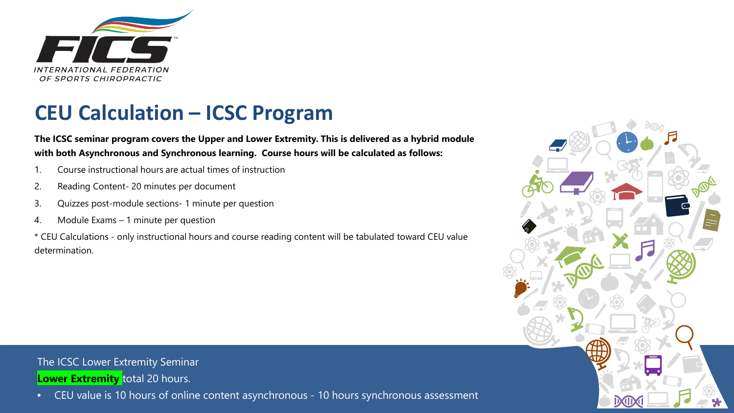FICS
INTERNATIONAL FEDERATION OF SPORTS CHIROPRACTIC

# CEU Calculation – ICSC Program

**The ICSC seminar program covers the Upper and Lower Extremity. This is delivered as a hybrid module with both Asynchronous and Synchronous learning. Course hours will be calculated as follows:**

1. Course instructional hours are actual times of instruction
2. Reading Content- 20 minutes per document
3. Quizzes post-module sections- 1 minute per question
4. Module Exams – 1 minute per question

* CEU Calculations - only instructional hours and course reading content will be tabulated toward CEU value determination.

The ICSC Lower Extremity Seminar

**Lower Extremity** total 20 hours.

- CEU value is 10 hours of online content asynchronous - 10 hours synchronous assessment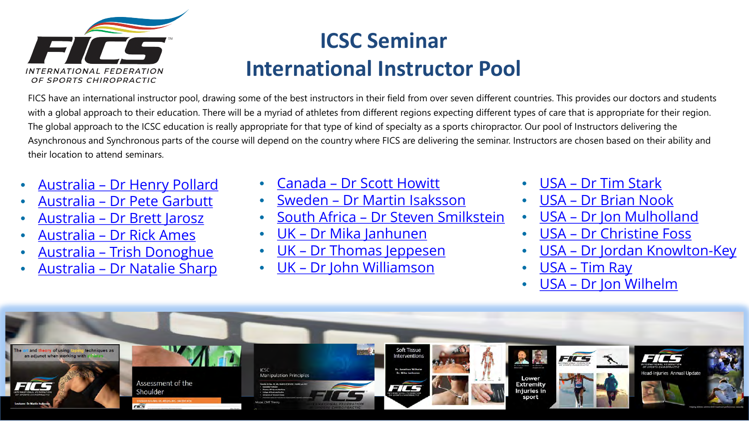# ICSC Seminar
# International Instructor Pool

FICS have an international instructor pool, drawing some of the best instructors in their field from over seven different countries. This provides our doctors and students with a global approach to their education. There will be a myriad of athletes from different regions expecting different types of care that is appropriate for their region. The global approach to the ICSC education is really appropriate for that type of kind of specialty as a sports chiropractor. Our pool of Instructors delivering the Asynchronous and Synchronous parts of the course will depend on the country where FICS are delivering the seminar. Instructors are chosen based on their ability and their location to attend seminars.

- Australia – Dr Henry Pollard
- Australia – Dr Pete Garbutt
- Australia – Dr Brett Jarosz
- Australia – Dr Rick Ames
- Australia – Trish Donoghue
- Australia – Dr Natalie Sharp
- Canada – Dr Scott Howitt
- Sweden – Dr Martin Isaksson
- South Africa – Dr Steven Smilkstein
- UK – Dr Mika Janhunen
- UK – Dr Thomas Jeppesen
- UK – Dr John Williamson
- USA – Dr Tim Stark
- USA – Dr Brian Nook
- USA – Dr Jon Mulholland
- USA – Dr Christine Foss
- USA – Dr Jordan Knowlton-Key
- USA – Tim Ray
- USA – Dr Jon Wilhelm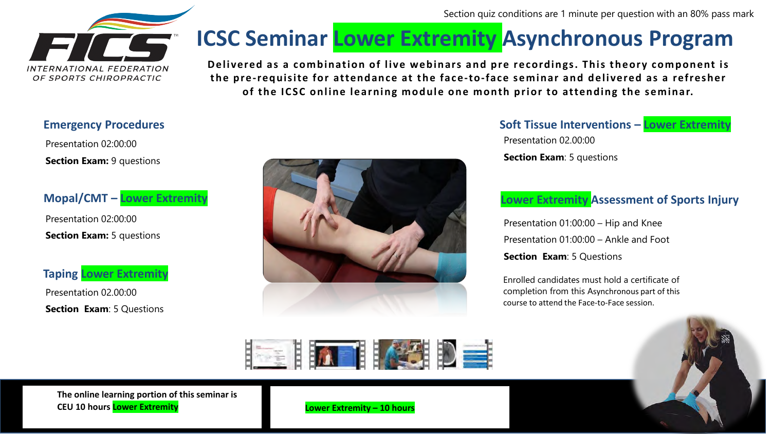Section quiz conditions are 1 minute per question with an 80% pass mark

# ICSC Seminar Lower Extremity Asynchronous Program

**Delivered as a combination of live webinars and pre recordings. This theory component is the pre-requisite for attendance at the face-to-face seminar and delivered as a refresher of the ICSC online learning module one month prior to attending the seminar.**

## Emergency Procedures

Presentation 02:00:00

**Section Exam:** 9 questions

## Mopal/CMT – Lower Extremity

Presentation 02:00:00

**Section Exam:** 5 questions

## Taping Lower Extremity

Presentation 02.00:00

**Section Exam**: 5 Questions

## Soft Tissue Interventions – Lower Extremity

Presentation 02.00:00

**Section Exam**: 5 questions

## Lower Extremity Assessment of Sports Injury

Presentation 01:00:00 – Hip and Knee

Presentation 01:00:00 – Ankle and Foot

**Section Exam**: 5 Questions

Enrolled candidates must hold a certificate of completion from this Asynchronous part of this course to attend the Face-to-Face session.

**The online learning portion of this seminar is CEU 10 hours Lower Extremity**

**Lower Extremity – 10 hours**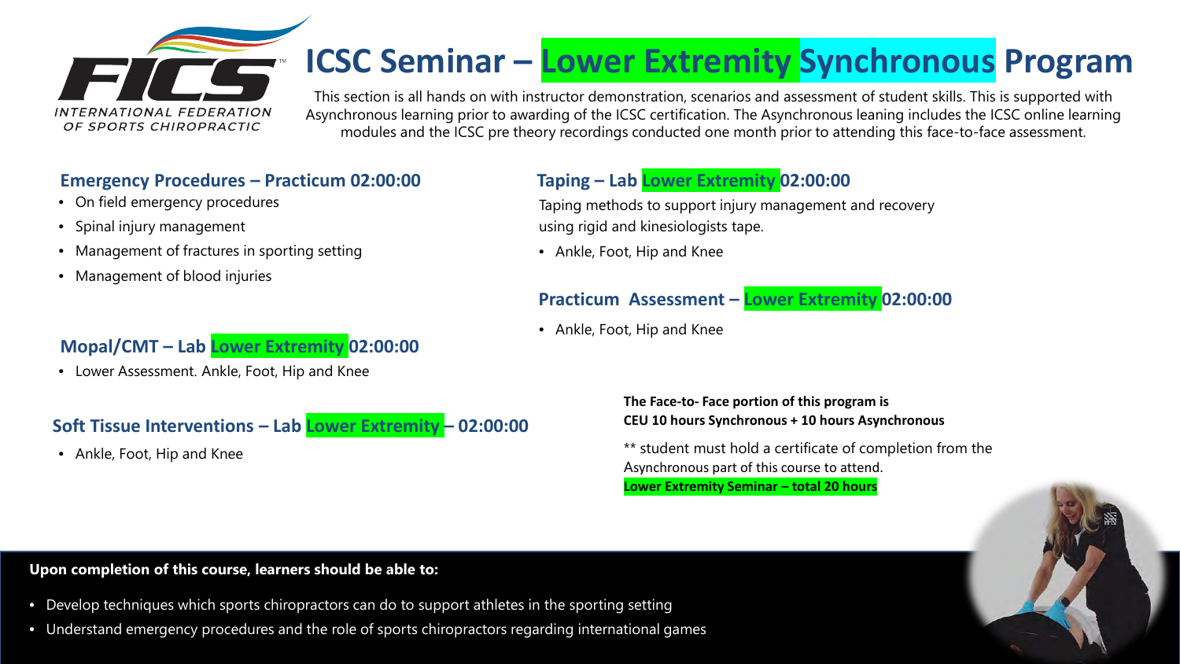FICS INTERNATIONAL FEDERATION OF SPORTS CHIROPRACTIC

# ICSC Seminar – Lower Extremity Synchronous Program

This section is all hands on with instructor demonstration, scenarios and assessment of student skills. This is supported with Asynchronous learning prior to awarding of the ICSC certification. The Asynchronous leaning includes the ICSC online learning modules and the ICSC pre theory recordings conducted one month prior to attending this face-to-face assessment.

### Emergency Procedures – Practicum 02:00:00

- On field emergency procedures
- Spinal injury management
- Management of fractures in sporting setting
- Management of blood injuries

### Mopal/CMT – Lab Lower Extremity 02:00:00

- Lower Assessment. Ankle, Foot, Hip and Knee

### Soft Tissue Interventions – Lab Lower Extremity – 02:00:00

- Ankle, Foot, Hip and Knee

### Taping – Lab Lower Extremity 02:00:00

Taping methods to support injury management and recovery using rigid and kinesiologists tape.

- Ankle, Foot, Hip and Knee

### Practicum Assessment – Lower Extremity 02:00:00

- Ankle, Foot, Hip and Knee

**The Face-to- Face portion of this program is**
**CEU 10 hours Synchronous + 10 hours Asynchronous**

** student must hold a certificate of completion from the Asynchronous part of this course to attend.
**Lower Extremity Seminar – total 20 hours**

**Upon completion of this course, learners should be able to:**

- Develop techniques which sports chiropractors can do to support athletes in the sporting setting
- Understand emergency procedures and the role of sports chiropractors regarding international games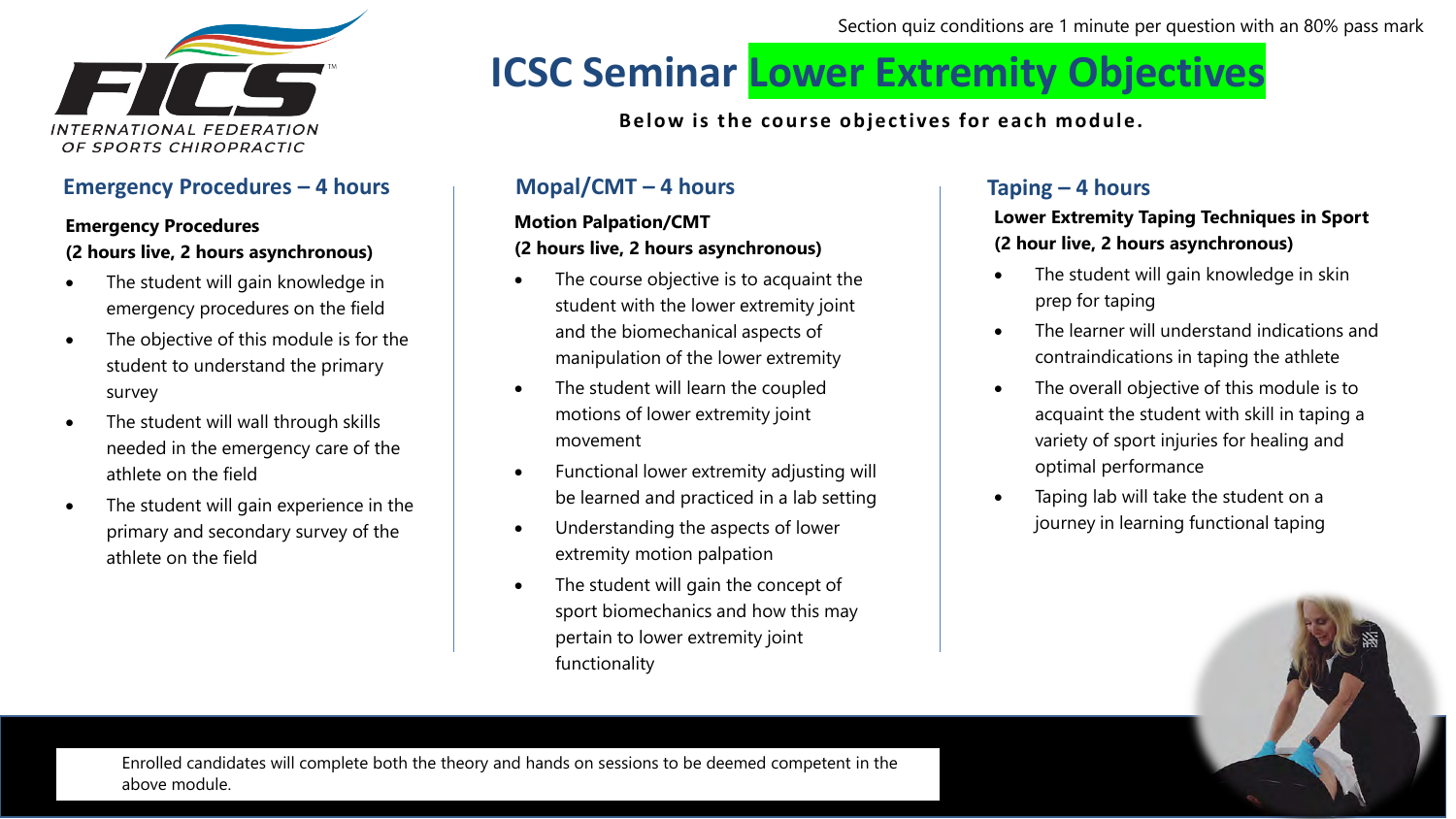Section quiz conditions are 1 minute per question with an 80% pass mark

INTERNATIONAL FEDERATION OF SPORTS CHIROPRACTIC

# ICSC Seminar Lower Extremity Objectives

**Below is the course objectives for each module.**

## Emergency Procedures – 4 hours

**Emergency Procedures**
**(2 hours live, 2 hours asynchronous)**

- The student will gain knowledge in emergency procedures on the field
- The objective of this module is for the student to understand the primary survey
- The student will wall through skills needed in the emergency care of the athlete on the field
- The student will gain experience in the primary and secondary survey of the athlete on the field

## Mopal/CMT – 4 hours

**Motion Palpation/CMT**
**(2 hours live, 2 hours asynchronous)**

- The course objective is to acquaint the student with the lower extremity joint and the biomechanical aspects of manipulation of the lower extremity
- The student will learn the coupled motions of lower extremity joint movement
- Functional lower extremity adjusting will be learned and practiced in a lab setting
- Understanding the aspects of lower extremity motion palpation
- The student will gain the concept of sport biomechanics and how this may pertain to lower extremity joint functionality

## Taping – 4 hours

**Lower Extremity Taping Techniques in Sport**
**(2 hour live, 2 hours asynchronous)**

- The student will gain knowledge in skin prep for taping
- The learner will understand indications and contraindications in taping the athlete
- The overall objective of this module is to acquaint the student with skill in taping a variety of sport injuries for healing and optimal performance
- Taping lab will take the student on a journey in learning functional taping

Enrolled candidates will complete both the theory and hands on sessions to be deemed competent in the above module.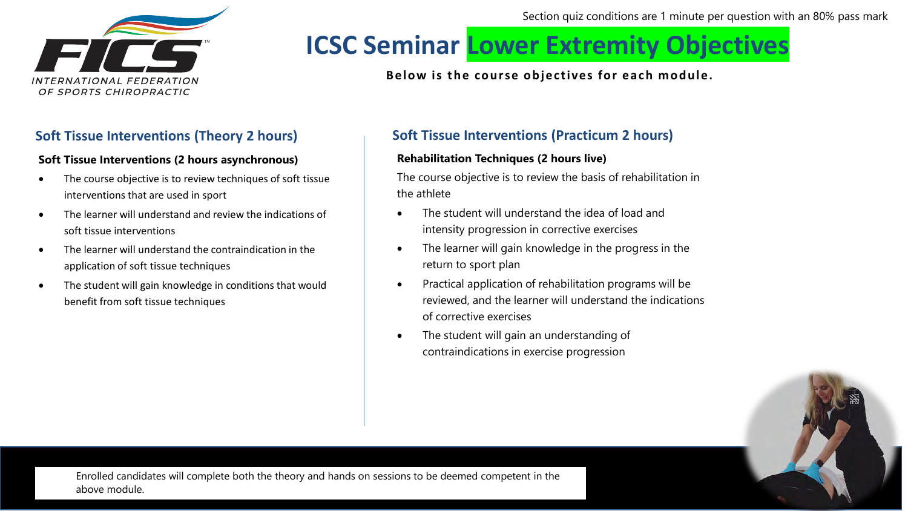Section quiz conditions are 1 minute per question with an 80% pass mark

# ICSC Seminar Lower Extremity Objectives

**Below is the course objectives for each module.**

## Soft Tissue Interventions (Theory 2 hours)

**Soft Tissue Interventions (2 hours asynchronous)**

- The course objective is to review techniques of soft tissue interventions that are used in sport
- The learner will understand and review the indications of soft tissue interventions
- The learner will understand the contraindication in the application of soft tissue techniques
- The student will gain knowledge in conditions that would benefit from soft tissue techniques

## Soft Tissue Interventions (Practicum 2 hours)

**Rehabilitation Techniques (2 hours live)**

The course objective is to review the basis of rehabilitation in the athlete

- The student will understand the idea of load and intensity progression in corrective exercises
- The learner will gain knowledge in the progress in the return to sport plan
- Practical application of rehabilitation programs will be reviewed, and the learner will understand the indications of corrective exercises
- The student will gain an understanding of contraindications in exercise progression

Enrolled candidates will complete both the theory and hands on sessions to be deemed competent in the above module.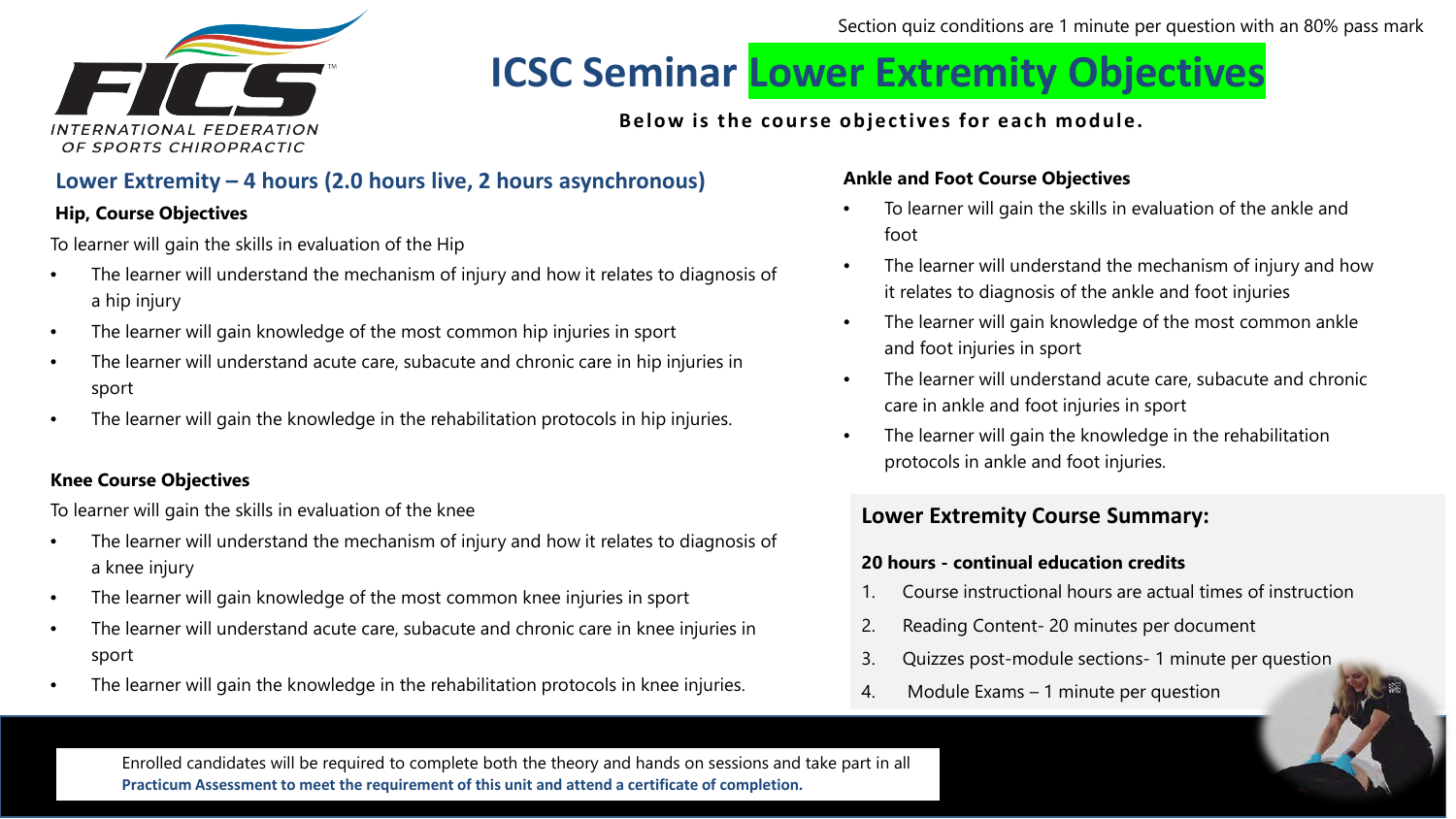Section quiz conditions are 1 minute per question with an 80% pass mark

INTERNATIONAL FEDERATION OF SPORTS CHIROPRACTIC

# ICSC Seminar Lower Extremity Objectives

**Below is the course objectives for each module.**

## Lower Extremity – 4 hours (2.0 hours live, 2 hours asynchronous)

### Hip, Course Objectives

To learner will gain the skills in evaluation of the Hip

- The learner will understand the mechanism of injury and how it relates to diagnosis of a hip injury
- The learner will gain knowledge of the most common hip injuries in sport
- The learner will understand acute care, subacute and chronic care in hip injuries in sport
- The learner will gain the knowledge in the rehabilitation protocols in hip injuries.

### Knee Course Objectives

To learner will gain the skills in evaluation of the knee

- The learner will understand the mechanism of injury and how it relates to diagnosis of a knee injury
- The learner will gain knowledge of the most common knee injuries in sport
- The learner will understand acute care, subacute and chronic care in knee injuries in sport
- The learner will gain the knowledge in the rehabilitation protocols in knee injuries.

### Ankle and Foot Course Objectives

- To learner will gain the skills in evaluation of the ankle and foot
- The learner will understand the mechanism of injury and how it relates to diagnosis of the ankle and foot injuries
- The learner will gain knowledge of the most common ankle and foot injuries in sport
- The learner will understand acute care, subacute and chronic care in ankle and foot injuries in sport
- The learner will gain the knowledge in the rehabilitation protocols in ankle and foot injuries.

### Lower Extremity Course Summary:

**20 hours - continual education credits**

1. Course instructional hours are actual times of instruction
2. Reading Content- 20 minutes per document
3. Quizzes post-module sections- 1 minute per question
4. Module Exams – 1 minute per question

Enrolled candidates will be required to complete both the theory and hands on sessions and take part in all **Practicum Assessment to meet the requirement of this unit and attend a certificate of completion.**